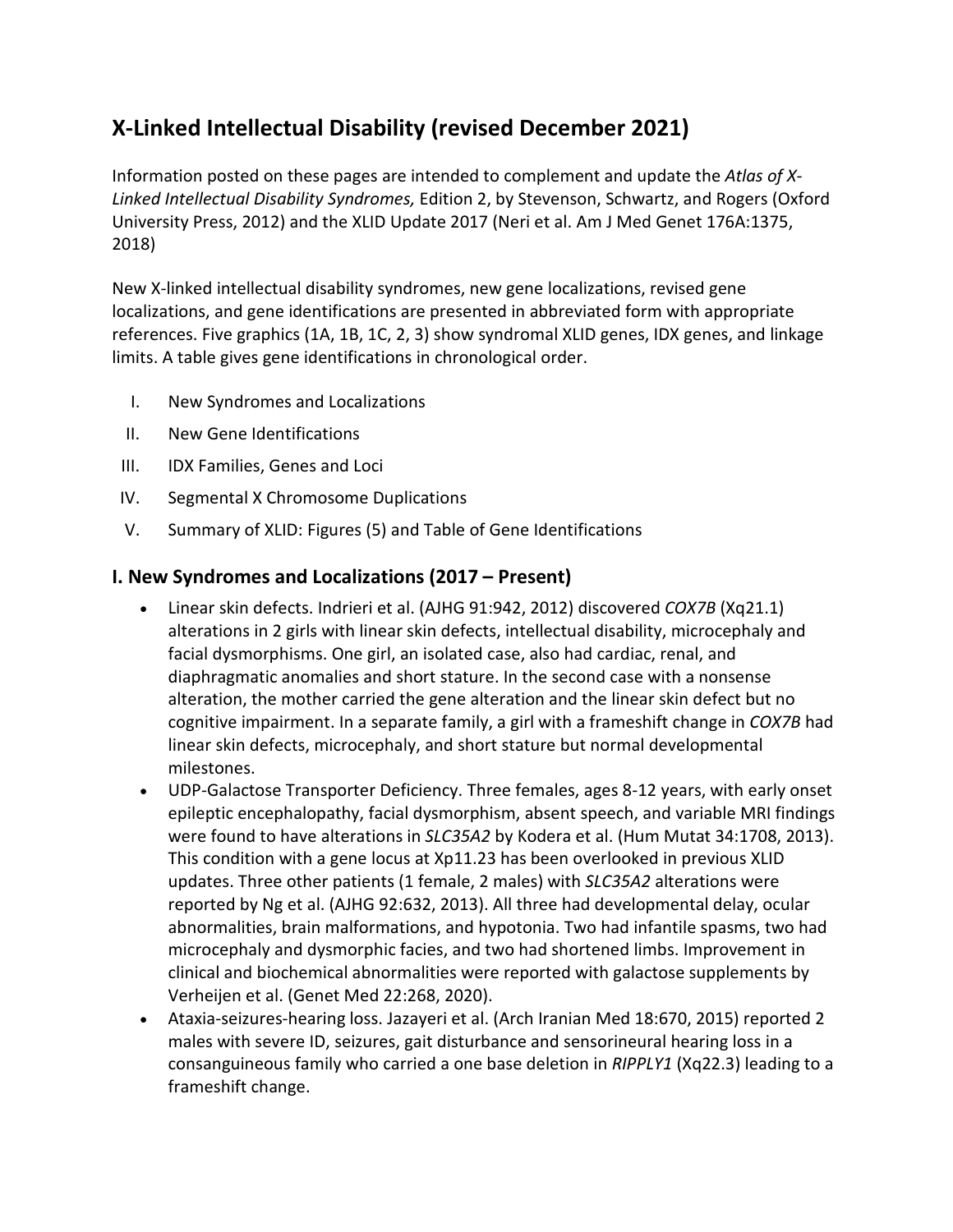# X-Linked Intellectual Disability (revised December 2021)

Information posted on these pages are intended to complement and update the *Atlas of X-Linked Intellectual Disability Syndromes,* Edition 2, by Stevenson, Schwartz, and Rogers (Oxford University Press, 2012) and the XLID Update 2017 (Neri et al. Am J Med Genet 176A:1375, 2018)

New X-linked intellectual disability syndromes, new gene localizations, revised gene localizations, and gene identifications are presented in abbreviated form with appropriate references. Five graphics (1A, 1B, 1C, 2, 3) show syndromal XLID genes, IDX genes, and linkage limits. A table gives gene identifications in chronological order.

I. New Syndromes and Localizations
II. New Gene Identifications
III. IDX Families, Genes and Loci
IV. Segmental X Chromosome Duplications
V. Summary of XLID: Figures (5) and Table of Gene Identifications

## I. New Syndromes and Localizations (2017 – Present)

- Linear skin defects. Indrieri et al. (AJHG 91:942, 2012) discovered *COX7B* (Xq21.1) alterations in 2 girls with linear skin defects, intellectual disability, microcephaly and facial dysmorphisms. One girl, an isolated case, also had cardiac, renal, and diaphragmatic anomalies and short stature. In the second case with a nonsense alteration, the mother carried the gene alteration and the linear skin defect but no cognitive impairment. In a separate family, a girl with a frameshift change in *COX7B* had linear skin defects, microcephaly, and short stature but normal developmental milestones.
- UDP-Galactose Transporter Deficiency. Three females, ages 8-12 years, with early onset epileptic encephalopathy, facial dysmorphism, absent speech, and variable MRI findings were found to have alterations in *SLC35A2* by Kodera et al. (Hum Mutat 34:1708, 2013). This condition with a gene locus at Xp11.23 has been overlooked in previous XLID updates. Three other patients (1 female, 2 males) with *SLC35A2* alterations were reported by Ng et al. (AJHG 92:632, 2013). All three had developmental delay, ocular abnormalities, brain malformations, and hypotonia. Two had infantile spasms, two had microcephaly and dysmorphic facies, and two had shortened limbs. Improvement in clinical and biochemical abnormalities were reported with galactose supplements by Verheijen et al. (Genet Med 22:268, 2020).
- Ataxia-seizures-hearing loss. Jazayeri et al. (Arch Iranian Med 18:670, 2015) reported 2 males with severe ID, seizures, gait disturbance and sensorineural hearing loss in a consanguineous family who carried a one base deletion in *RIPPLY1* (Xq22.3) leading to a frameshift change.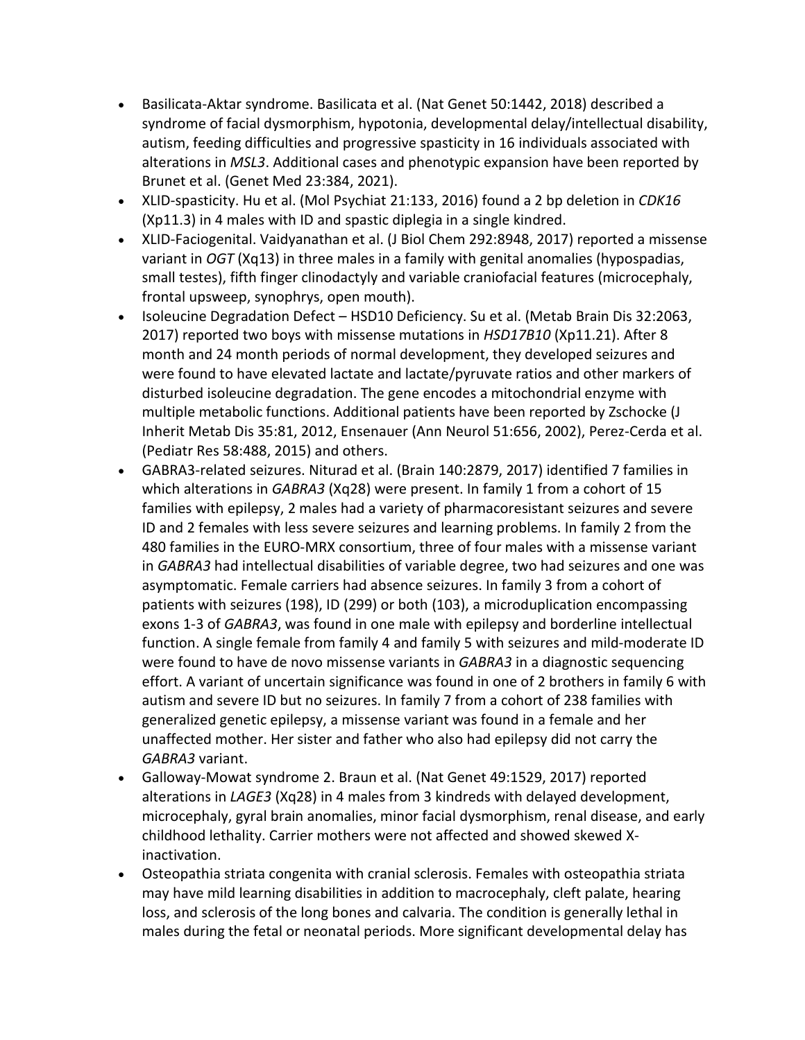- Basilicata-Aktar syndrome. Basilicata et al. (Nat Genet 50:1442, 2018) described a syndrome of facial dysmorphism, hypotonia, developmental delay/intellectual disability, autism, feeding difficulties and progressive spasticity in 16 individuals associated with alterations in *MSL3*. Additional cases and phenotypic expansion have been reported by Brunet et al. (Genet Med 23:384, 2021).
- XLID-spasticity. Hu et al. (Mol Psychiat 21:133, 2016) found a 2 bp deletion in *CDK16* (Xp11.3) in 4 males with ID and spastic diplegia in a single kindred.
- XLID-Faciogenital. Vaidyanathan et al. (J Biol Chem 292:8948, 2017) reported a missense variant in *OGT* (Xq13) in three males in a family with genital anomalies (hypospadias, small testes), fifth finger clinodactyly and variable craniofacial features (microcephaly, frontal upsweep, synophrys, open mouth).
- Isoleucine Degradation Defect – HSD10 Deficiency. Su et al. (Metab Brain Dis 32:2063, 2017) reported two boys with missense mutations in *HSD17B10* (Xp11.21). After 8 month and 24 month periods of normal development, they developed seizures and were found to have elevated lactate and lactate/pyruvate ratios and other markers of disturbed isoleucine degradation. The gene encodes a mitochondrial enzyme with multiple metabolic functions. Additional patients have been reported by Zschocke (J Inherit Metab Dis 35:81, 2012, Ensenauer (Ann Neurol 51:656, 2002), Perez-Cerda et al. (Pediatr Res 58:488, 2015) and others.
- GABRA3-related seizures. Niturad et al. (Brain 140:2879, 2017) identified 7 families in which alterations in *GABRA3* (Xq28) were present. In family 1 from a cohort of 15 families with epilepsy, 2 males had a variety of pharmacoresistant seizures and severe ID and 2 females with less severe seizures and learning problems. In family 2 from the 480 families in the EURO-MRX consortium, three of four males with a missense variant in *GABRA3* had intellectual disabilities of variable degree, two had seizures and one was asymptomatic. Female carriers had absence seizures. In family 3 from a cohort of patients with seizures (198), ID (299) or both (103), a microduplication encompassing exons 1-3 of *GABRA3*, was found in one male with epilepsy and borderline intellectual function. A single female from family 4 and family 5 with seizures and mild-moderate ID were found to have de novo missense variants in *GABRA3* in a diagnostic sequencing effort. A variant of uncertain significance was found in one of 2 brothers in family 6 with autism and severe ID but no seizures. In family 7 from a cohort of 238 families with generalized genetic epilepsy, a missense variant was found in a female and her unaffected mother. Her sister and father who also had epilepsy did not carry the *GABRA3* variant.
- Galloway-Mowat syndrome 2. Braun et al. (Nat Genet 49:1529, 2017) reported alterations in *LAGE3* (Xq28) in 4 males from 3 kindreds with delayed development, microcephaly, gyral brain anomalies, minor facial dysmorphism, renal disease, and early childhood lethality. Carrier mothers were not affected and showed skewed X-inactivation.
- Osteopathia striata congenita with cranial sclerosis. Females with osteopathia striata may have mild learning disabilities in addition to macrocephaly, cleft palate, hearing loss, and sclerosis of the long bones and calvaria. The condition is generally lethal in males during the fetal or neonatal periods. More significant developmental delay has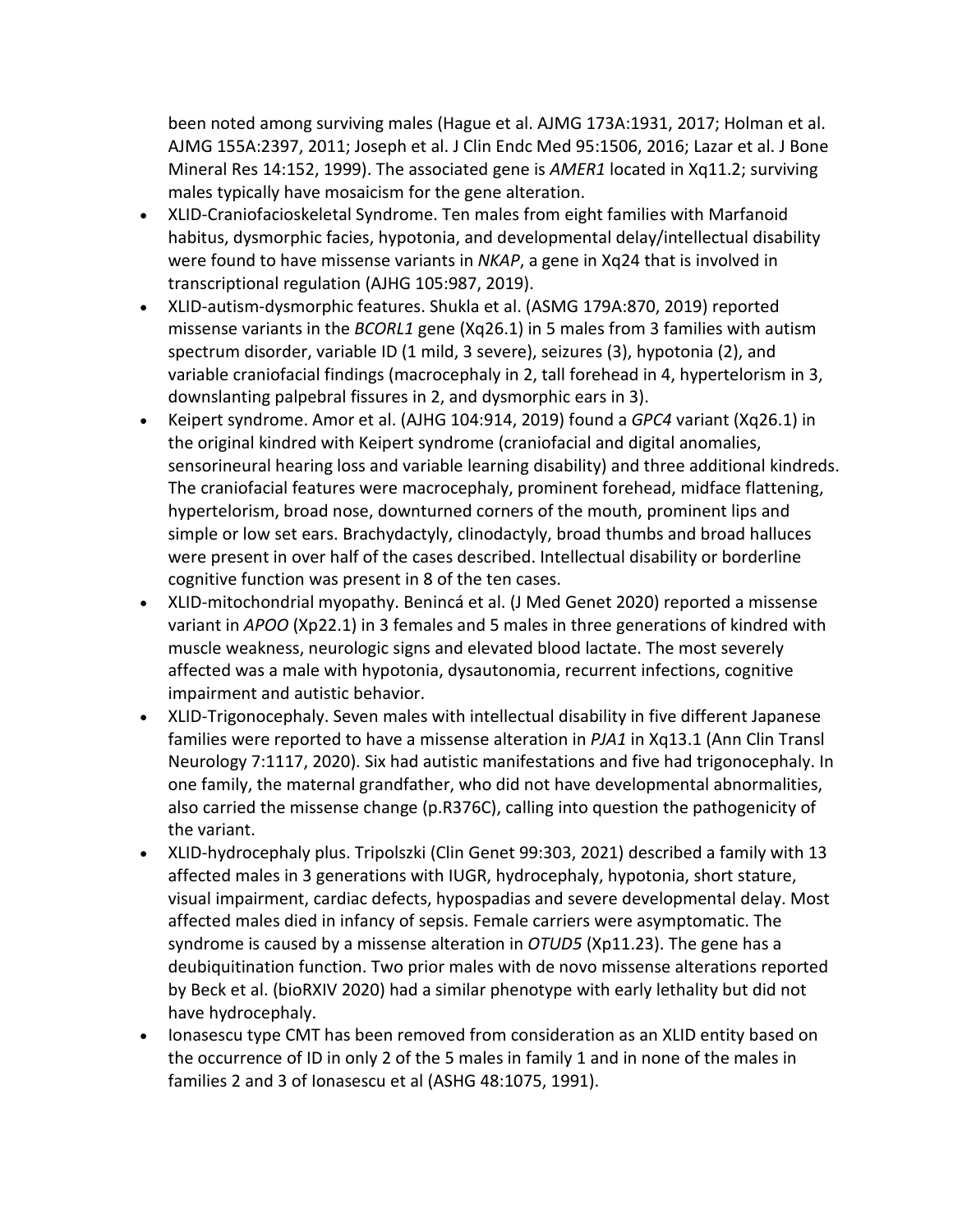been noted among surviving males (Hague et al. AJMG 173A:1931, 2017; Holman et al. AJMG 155A:2397, 2011; Joseph et al. J Clin Endc Med 95:1506, 2016; Lazar et al. J Bone Mineral Res 14:152, 1999). The associated gene is *AMER1* located in Xq11.2; surviving males typically have mosaicism for the gene alteration.

- XLID-Craniofacioskeletal Syndrome. Ten males from eight families with Marfanoid habitus, dysmorphic facies, hypotonia, and developmental delay/intellectual disability were found to have missense variants in *NKAP*, a gene in Xq24 that is involved in transcriptional regulation (AJHG 105:987, 2019).
- XLID-autism-dysmorphic features. Shukla et al. (ASMG 179A:870, 2019) reported missense variants in the *BCORL1* gene (Xq26.1) in 5 males from 3 families with autism spectrum disorder, variable ID (1 mild, 3 severe), seizures (3), hypotonia (2), and variable craniofacial findings (macrocephaly in 2, tall forehead in 4, hypertelorism in 3, downslanting palpebral fissures in 2, and dysmorphic ears in 3).
- Keipert syndrome. Amor et al. (AJHG 104:914, 2019) found a *GPC4* variant (Xq26.1) in the original kindred with Keipert syndrome (craniofacial and digital anomalies, sensorineural hearing loss and variable learning disability) and three additional kindreds. The craniofacial features were macrocephaly, prominent forehead, midface flattening, hypertelorism, broad nose, downturned corners of the mouth, prominent lips and simple or low set ears. Brachydactyly, clinodactyly, broad thumbs and broad halluces were present in over half of the cases described. Intellectual disability or borderline cognitive function was present in 8 of the ten cases.
- XLID-mitochondrial myopathy. Benincá et al. (J Med Genet 2020) reported a missense variant in *APOO* (Xp22.1) in 3 females and 5 males in three generations of kindred with muscle weakness, neurologic signs and elevated blood lactate. The most severely affected was a male with hypotonia, dysautonomia, recurrent infections, cognitive impairment and autistic behavior.
- XLID-Trigonocephaly. Seven males with intellectual disability in five different Japanese families were reported to have a missense alteration in *PJA1* in Xq13.1 (Ann Clin Transl Neurology 7:1117, 2020). Six had autistic manifestations and five had trigonocephaly. In one family, the maternal grandfather, who did not have developmental abnormalities, also carried the missense change (p.R376C), calling into question the pathogenicity of the variant.
- XLID-hydrocephaly plus. Tripolszki (Clin Genet 99:303, 2021) described a family with 13 affected males in 3 generations with IUGR, hydrocephaly, hypotonia, short stature, visual impairment, cardiac defects, hypospadias and severe developmental delay. Most affected males died in infancy of sepsis. Female carriers were asymptomatic. The syndrome is caused by a missense alteration in *OTUD5* (Xp11.23). The gene has a deubiquitination function. Two prior males with de novo missense alterations reported by Beck et al. (bioRXIV 2020) had a similar phenotype with early lethality but did not have hydrocephaly.
- Ionasescu type CMT has been removed from consideration as an XLID entity based on the occurrence of ID in only 2 of the 5 males in family 1 and in none of the males in families 2 and 3 of Ionasescu et al (ASHG 48:1075, 1991).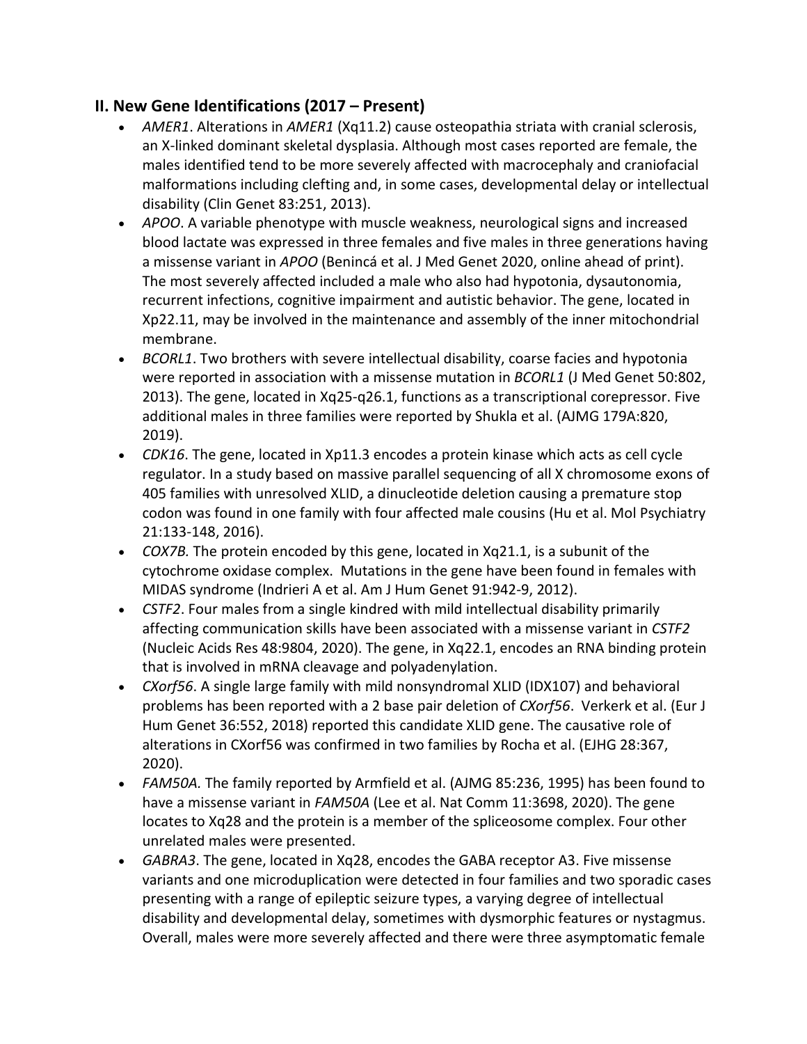## II. New Gene Identifications (2017 – Present)

- *AMER1*. Alterations in *AMER1* (Xq11.2) cause osteopathia striata with cranial sclerosis, an X-linked dominant skeletal dysplasia. Although most cases reported are female, the males identified tend to be more severely affected with macrocephaly and craniofacial malformations including clefting and, in some cases, developmental delay or intellectual disability (Clin Genet 83:251, 2013).
- *APOO*. A variable phenotype with muscle weakness, neurological signs and increased blood lactate was expressed in three females and five males in three generations having a missense variant in *APOO* (Benincá et al. J Med Genet 2020, online ahead of print). The most severely affected included a male who also had hypotonia, dysautonomia, recurrent infections, cognitive impairment and autistic behavior. The gene, located in Xp22.11, may be involved in the maintenance and assembly of the inner mitochondrial membrane.
- *BCORL1*. Two brothers with severe intellectual disability, coarse facies and hypotonia were reported in association with a missense mutation in *BCORL1* (J Med Genet 50:802, 2013). The gene, located in Xq25-q26.1, functions as a transcriptional corepressor. Five additional males in three families were reported by Shukla et al. (AJMG 179A:820, 2019).
- *CDK16*. The gene, located in Xp11.3 encodes a protein kinase which acts as cell cycle regulator. In a study based on massive parallel sequencing of all X chromosome exons of 405 families with unresolved XLID, a dinucleotide deletion causing a premature stop codon was found in one family with four affected male cousins (Hu et al. Mol Psychiatry 21:133-148, 2016).
- *COX7B.* The protein encoded by this gene, located in Xq21.1, is a subunit of the cytochrome oxidase complex. Mutations in the gene have been found in females with MIDAS syndrome (Indrieri A et al. Am J Hum Genet 91:942-9, 2012).
- *CSTF2*. Four males from a single kindred with mild intellectual disability primarily affecting communication skills have been associated with a missense variant in *CSTF2* (Nucleic Acids Res 48:9804, 2020). The gene, in Xq22.1, encodes an RNA binding protein that is involved in mRNA cleavage and polyadenylation.
- *CXorf56*. A single large family with mild nonsyndromal XLID (IDX107) and behavioral problems has been reported with a 2 base pair deletion of *CXorf56*. Verkerk et al. (Eur J Hum Genet 36:552, 2018) reported this candidate XLID gene. The causative role of alterations in CXorf56 was confirmed in two families by Rocha et al. (EJHG 28:367, 2020).
- *FAM50A.* The family reported by Armfield et al. (AJMG 85:236, 1995) has been found to have a missense variant in *FAM50A* (Lee et al. Nat Comm 11:3698, 2020). The gene locates to Xq28 and the protein is a member of the spliceosome complex. Four other unrelated males were presented.
- *GABRA3*. The gene, located in Xq28, encodes the GABA receptor A3. Five missense variants and one microduplication were detected in four families and two sporadic cases presenting with a range of epileptic seizure types, a varying degree of intellectual disability and developmental delay, sometimes with dysmorphic features or nystagmus. Overall, males were more severely affected and there were three asymptomatic female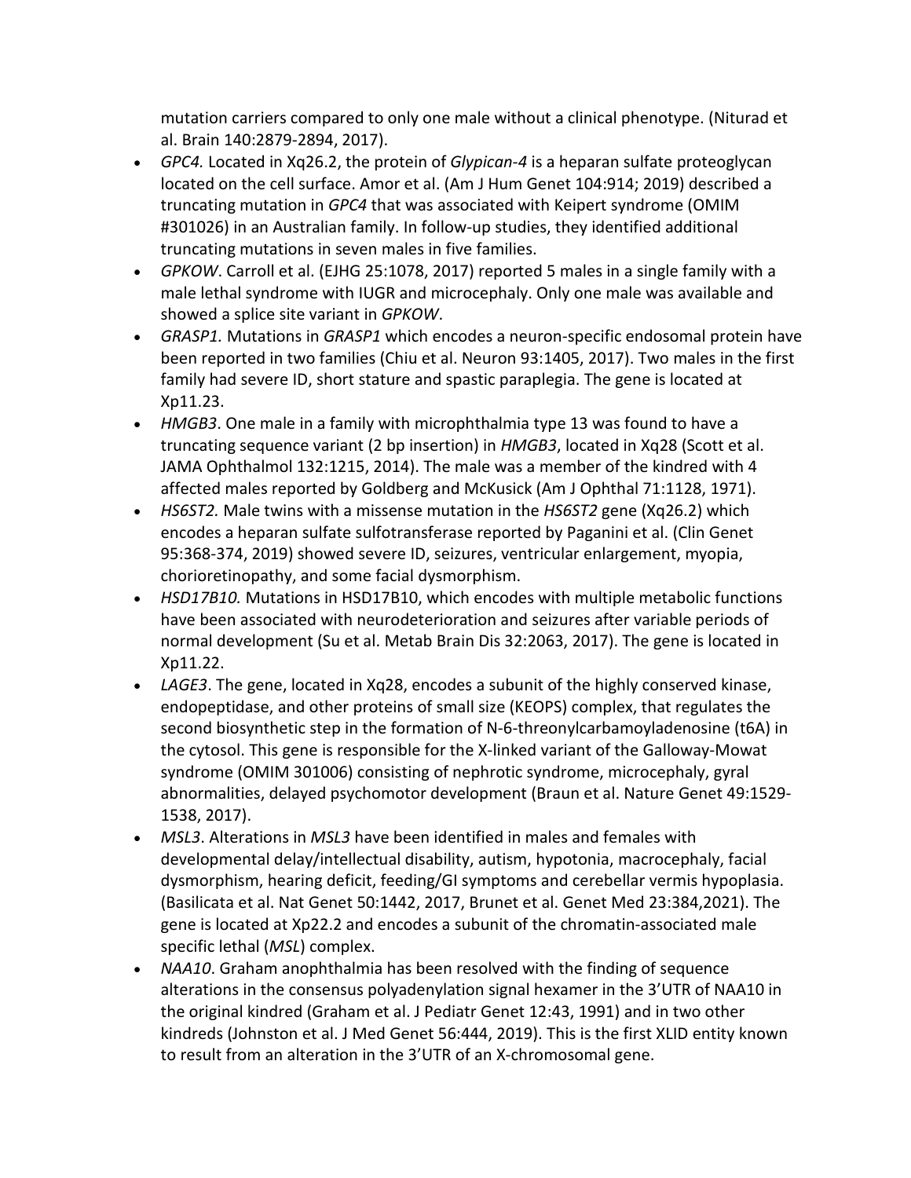mutation carriers compared to only one male without a clinical phenotype. (Niturad et al. Brain 140:2879-2894, 2017).

- *GPC4.* Located in Xq26.2, the protein of *Glypican-4* is a heparan sulfate proteoglycan located on the cell surface. Amor et al. (Am J Hum Genet 104:914; 2019) described a truncating mutation in *GPC4* that was associated with Keipert syndrome (OMIM #301026) in an Australian family. In follow-up studies, they identified additional truncating mutations in seven males in five families.
- *GPKOW*. Carroll et al. (EJHG 25:1078, 2017) reported 5 males in a single family with a male lethal syndrome with IUGR and microcephaly. Only one male was available and showed a splice site variant in *GPKOW*.
- *GRASP1.* Mutations in *GRASP1* which encodes a neuron-specific endosomal protein have been reported in two families (Chiu et al. Neuron 93:1405, 2017). Two males in the first family had severe ID, short stature and spastic paraplegia. The gene is located at Xp11.23.
- *HMGB3*. One male in a family with microphthalmia type 13 was found to have a truncating sequence variant (2 bp insertion) in *HMGB3*, located in Xq28 (Scott et al. JAMA Ophthalmol 132:1215, 2014). The male was a member of the kindred with 4 affected males reported by Goldberg and McKusick (Am J Ophthal 71:1128, 1971).
- *HS6ST2.* Male twins with a missense mutation in the *HS6ST2* gene (Xq26.2) which encodes a heparan sulfate sulfotransferase reported by Paganini et al. (Clin Genet 95:368-374, 2019) showed severe ID, seizures, ventricular enlargement, myopia, chorioretinopathy, and some facial dysmorphism.
- *HSD17B10.* Mutations in HSD17B10, which encodes with multiple metabolic functions have been associated with neurodeterioration and seizures after variable periods of normal development (Su et al. Metab Brain Dis 32:2063, 2017). The gene is located in Xp11.22.
- *LAGE3*. The gene, located in Xq28, encodes a subunit of the highly conserved kinase, endopeptidase, and other proteins of small size (KEOPS) complex, that regulates the second biosynthetic step in the formation of N-6-threonylcarbamoyladenosine (t6A) in the cytosol. This gene is responsible for the X-linked variant of the Galloway-Mowat syndrome (OMIM 301006) consisting of nephrotic syndrome, microcephaly, gyral abnormalities, delayed psychomotor development (Braun et al. Nature Genet 49:1529-1538, 2017).
- *MSL3*. Alterations in *MSL3* have been identified in males and females with developmental delay/intellectual disability, autism, hypotonia, macrocephaly, facial dysmorphism, hearing deficit, feeding/GI symptoms and cerebellar vermis hypoplasia. (Basilicata et al. Nat Genet 50:1442, 2017, Brunet et al. Genet Med 23:384,2021). The gene is located at Xp22.2 and encodes a subunit of the chromatin-associated male specific lethal (*MSL*) complex.
- *NAA10*. Graham anophthalmia has been resolved with the finding of sequence alterations in the consensus polyadenylation signal hexamer in the 3'UTR of NAA10 in the original kindred (Graham et al. J Pediatr Genet 12:43, 1991) and in two other kindreds (Johnston et al. J Med Genet 56:444, 2019). This is the first XLID entity known to result from an alteration in the 3'UTR of an X-chromosomal gene.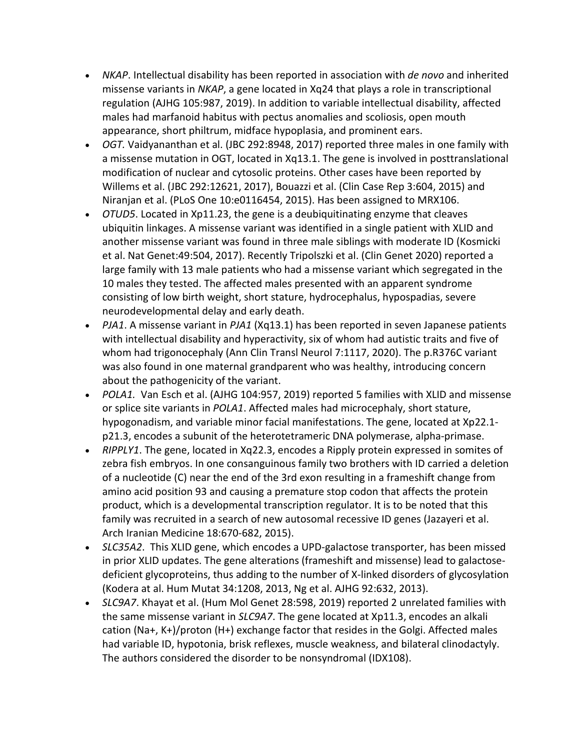- *NKAP*. Intellectual disability has been reported in association with *de novo* and inherited missense variants in *NKAP*, a gene located in Xq24 that plays a role in transcriptional regulation (AJHG 105:987, 2019). In addition to variable intellectual disability, affected males had marfanoid habitus with pectus anomalies and scoliosis, open mouth appearance, short philtrum, midface hypoplasia, and prominent ears.
- *OGT.* Vaidyananthan et al. (JBC 292:8948, 2017) reported three males in one family with a missense mutation in OGT, located in Xq13.1. The gene is involved in posttranslational modification of nuclear and cytosolic proteins. Other cases have been reported by Willems et al. (JBC 292:12621, 2017), Bouazzi et al. (Clin Case Rep 3:604, 2015) and Niranjan et al. (PLoS One 10:e0116454, 2015). Has been assigned to MRX106.
- *OTUD5*. Located in Xp11.23, the gene is a deubiquitinating enzyme that cleaves ubiquitin linkages. A missense variant was identified in a single patient with XLID and another missense variant was found in three male siblings with moderate ID (Kosmicki et al. Nat Genet:49:504, 2017). Recently Tripolszki et al. (Clin Genet 2020) reported a large family with 13 male patients who had a missense variant which segregated in the 10 males they tested. The affected males presented with an apparent syndrome consisting of low birth weight, short stature, hydrocephalus, hypospadias, severe neurodevelopmental delay and early death.
- *PJA1*. A missense variant in *PJA1* (Xq13.1) has been reported in seven Japanese patients with intellectual disability and hyperactivity, six of whom had autistic traits and five of whom had trigonocephaly (Ann Clin Transl Neurol 7:1117, 2020). The p.R376C variant was also found in one maternal grandparent who was healthy, introducing concern about the pathogenicity of the variant.
- *POLA1.* Van Esch et al. (AJHG 104:957, 2019) reported 5 families with XLID and missense or splice site variants in *POLA1*. Affected males had microcephaly, short stature, hypogonadism, and variable minor facial manifestations. The gene, located at Xp22.1-p21.3, encodes a subunit of the heterotetrameric DNA polymerase, alpha-primase.
- *RIPPLY1*. The gene, located in Xq22.3, encodes a Ripply protein expressed in somites of zebra fish embryos. In one consanguinous family two brothers with ID carried a deletion of a nucleotide (C) near the end of the 3rd exon resulting in a frameshift change from amino acid position 93 and causing a premature stop codon that affects the protein product, which is a developmental transcription regulator. It is to be noted that this family was recruited in a search of new autosomal recessive ID genes (Jazayeri et al. Arch Iranian Medicine 18:670-682, 2015).
- *SLC35A2*. This XLID gene, which encodes a UPD-galactose transporter, has been missed in prior XLID updates. The gene alterations (frameshift and missense) lead to galactose-deficient glycoproteins, thus adding to the number of X-linked disorders of glycosylation (Kodera at al. Hum Mutat 34:1208, 2013, Ng et al. AJHG 92:632, 2013).
- *SLC9A7*. Khayat et al. (Hum Mol Genet 28:598, 2019) reported 2 unrelated families with the same missense variant in *SLC9A7*. The gene located at Xp11.3, encodes an alkali cation (Na+, K+)/proton (H+) exchange factor that resides in the Golgi. Affected males had variable ID, hypotonia, brisk reflexes, muscle weakness, and bilateral clinodactyly. The authors considered the disorder to be nonsyndromal (IDX108).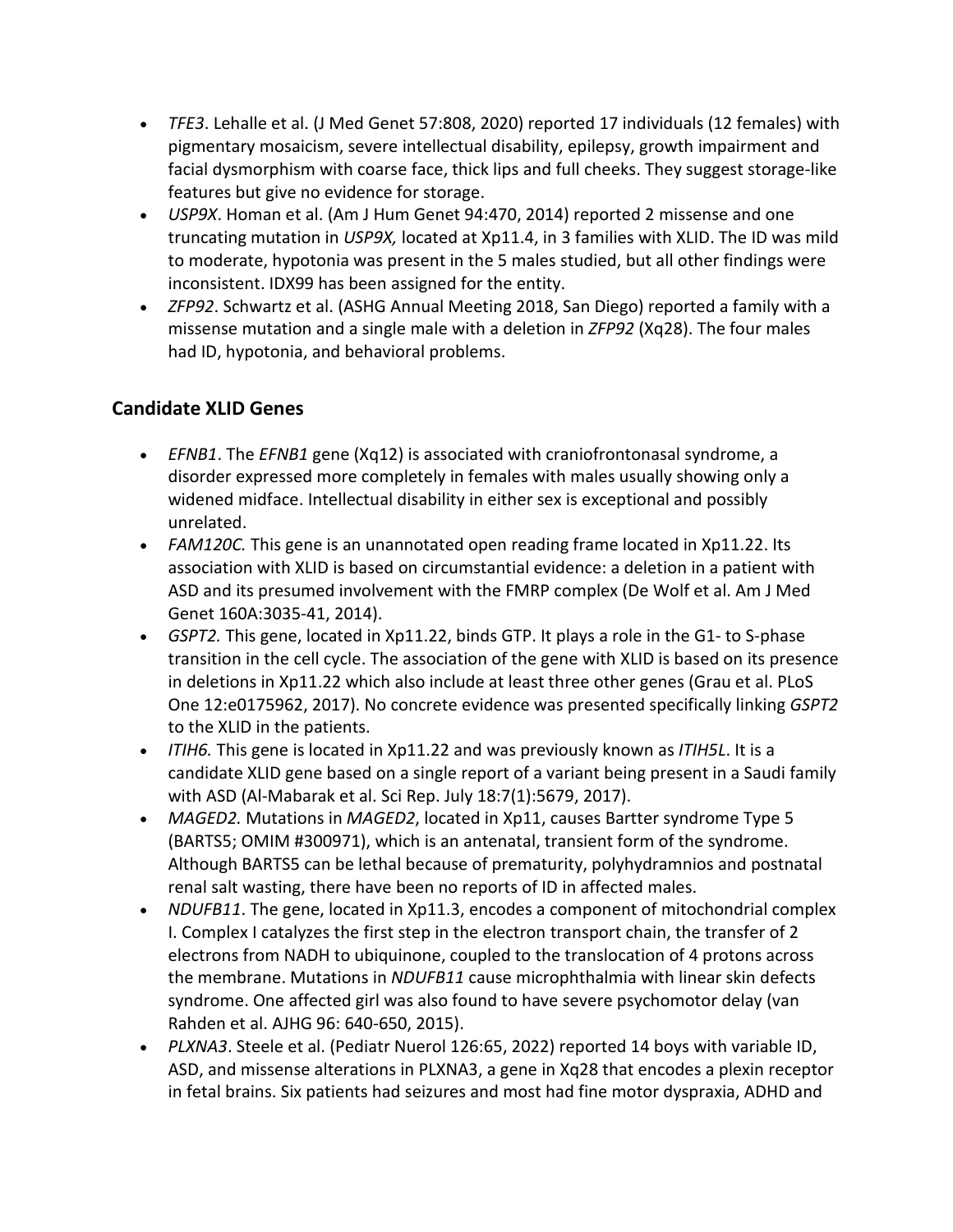- *TFE3*. Lehalle et al. (J Med Genet 57:808, 2020) reported 17 individuals (12 females) with pigmentary mosaicism, severe intellectual disability, epilepsy, growth impairment and facial dysmorphism with coarse face, thick lips and full cheeks. They suggest storage-like features but give no evidence for storage.
- *USP9X*. Homan et al. (Am J Hum Genet 94:470, 2014) reported 2 missense and one truncating mutation in *USP9X,* located at Xp11.4, in 3 families with XLID. The ID was mild to moderate, hypotonia was present in the 5 males studied, but all other findings were inconsistent. IDX99 has been assigned for the entity.
- *ZFP92*. Schwartz et al. (ASHG Annual Meeting 2018, San Diego) reported a family with a missense mutation and a single male with a deletion in *ZFP92* (Xq28). The four males had ID, hypotonia, and behavioral problems.

## Candidate XLID Genes

- *EFNB1*. The *EFNB1* gene (Xq12) is associated with craniofrontonasal syndrome, a disorder expressed more completely in females with males usually showing only a widened midface. Intellectual disability in either sex is exceptional and possibly unrelated.
- *FAM120C.* This gene is an unannotated open reading frame located in Xp11.22. Its association with XLID is based on circumstantial evidence: a deletion in a patient with ASD and its presumed involvement with the FMRP complex (De Wolf et al. Am J Med Genet 160A:3035-41, 2014).
- *GSPT2.* This gene, located in Xp11.22, binds GTP. It plays a role in the G1- to S-phase transition in the cell cycle. The association of the gene with XLID is based on its presence in deletions in Xp11.22 which also include at least three other genes (Grau et al. PLoS One 12:e0175962, 2017). No concrete evidence was presented specifically linking *GSPT2* to the XLID in the patients.
- *ITIH6.* This gene is located in Xp11.22 and was previously known as *ITIH5L*. It is a candidate XLID gene based on a single report of a variant being present in a Saudi family with ASD (Al-Mabarak et al. Sci Rep. July 18:7(1):5679, 2017).
- *MAGED2.* Mutations in *MAGED2*, located in Xp11, causes Bartter syndrome Type 5 (BARTS5; OMIM #300971), which is an antenatal, transient form of the syndrome. Although BARTS5 can be lethal because of prematurity, polyhydramnios and postnatal renal salt wasting, there have been no reports of ID in affected males.
- *NDUFB11*. The gene, located in Xp11.3, encodes a component of mitochondrial complex I. Complex I catalyzes the first step in the electron transport chain, the transfer of 2 electrons from NADH to ubiquinone, coupled to the translocation of 4 protons across the membrane. Mutations in *NDUFB11* cause microphthalmia with linear skin defects syndrome. One affected girl was also found to have severe psychomotor delay (van Rahden et al. AJHG 96: 640-650, 2015).
- *PLXNA3*. Steele et al. (Pediatr Nuerol 126:65, 2022) reported 14 boys with variable ID, ASD, and missense alterations in PLXNA3, a gene in Xq28 that encodes a plexin receptor in fetal brains. Six patients had seizures and most had fine motor dyspraxia, ADHD and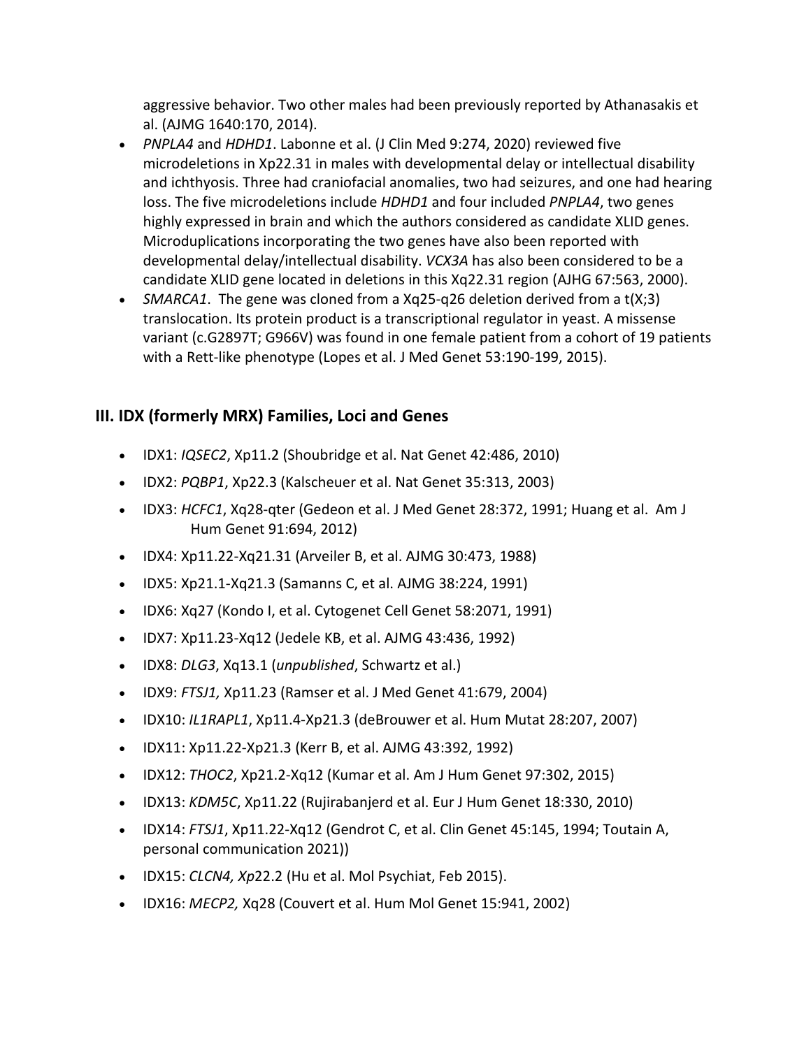aggressive behavior. Two other males had been previously reported by Athanasakis et al. (AJMG 1640:170, 2014).

- *PNPLA4* and *HDHD1*. Labonne et al. (J Clin Med 9:274, 2020) reviewed five microdeletions in Xp22.31 in males with developmental delay or intellectual disability and ichthyosis. Three had craniofacial anomalies, two had seizures, and one had hearing loss. The five microdeletions include *HDHD1* and four included *PNPLA4*, two genes highly expressed in brain and which the authors considered as candidate XLID genes. Microduplications incorporating the two genes have also been reported with developmental delay/intellectual disability. *VCX3A* has also been considered to be a candidate XLID gene located in deletions in this Xq22.31 region (AJHG 67:563, 2000).
- *SMARCA1*. The gene was cloned from a Xq25-q26 deletion derived from a t(X;3) translocation. Its protein product is a transcriptional regulator in yeast. A missense variant (c.G2897T; G966V) was found in one female patient from a cohort of 19 patients with a Rett-like phenotype (Lopes et al. J Med Genet 53:190-199, 2015).

## III. IDX (formerly MRX) Families, Loci and Genes

- IDX1: *IQSEC2*, Xp11.2 (Shoubridge et al. Nat Genet 42:486, 2010)
- IDX2: *PQBP1*, Xp22.3 (Kalscheuer et al. Nat Genet 35:313, 2003)
- IDX3: *HCFC1*, Xq28-qter (Gedeon et al. J Med Genet 28:372, 1991; Huang et al. Am J Hum Genet 91:694, 2012)
- IDX4: Xp11.22-Xq21.31 (Arveiler B, et al. AJMG 30:473, 1988)
- IDX5: Xp21.1-Xq21.3 (Samanns C, et al. AJMG 38:224, 1991)
- IDX6: Xq27 (Kondo I, et al. Cytogenet Cell Genet 58:2071, 1991)
- IDX7: Xp11.23-Xq12 (Jedele KB, et al. AJMG 43:436, 1992)
- IDX8: *DLG3*, Xq13.1 (*unpublished*, Schwartz et al.)
- IDX9: *FTSJ1,* Xp11.23 (Ramser et al. J Med Genet 41:679, 2004)
- IDX10: *IL1RAPL1*, Xp11.4-Xp21.3 (deBrouwer et al. Hum Mutat 28:207, 2007)
- IDX11: Xp11.22-Xp21.3 (Kerr B, et al. AJMG 43:392, 1992)
- IDX12: *THOC2*, Xp21.2-Xq12 (Kumar et al. Am J Hum Genet 97:302, 2015)
- IDX13: *KDM5C*, Xp11.22 (Rujirabanjerd et al. Eur J Hum Genet 18:330, 2010)
- IDX14: *FTSJ1*, Xp11.22-Xq12 (Gendrot C, et al. Clin Genet 45:145, 1994; Toutain A, personal communication 2021))
- IDX15: *CLCN4, Xp*22.2 (Hu et al. Mol Psychiat, Feb 2015).
- IDX16: *MECP2,* Xq28 (Couvert et al. Hum Mol Genet 15:941, 2002)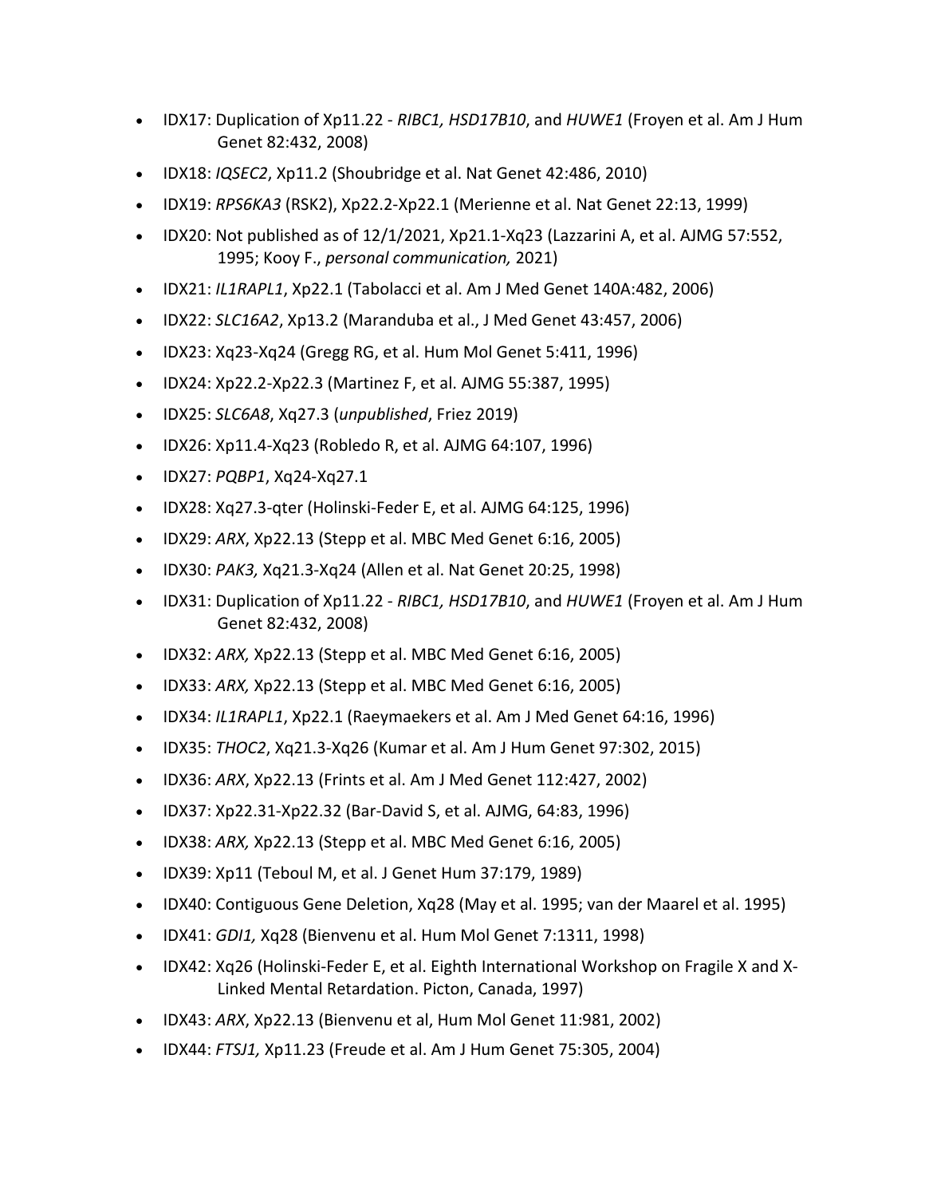- IDX17: Duplication of Xp11.22 - *RIBC1, HSD17B10*, and *HUWE1* (Froyen et al. Am J Hum Genet 82:432, 2008)
- IDX18: *IQSEC2*, Xp11.2 (Shoubridge et al. Nat Genet 42:486, 2010)
- IDX19: *RPS6KA3* (RSK2), Xp22.2-Xp22.1 (Merienne et al. Nat Genet 22:13, 1999)
- IDX20: Not published as of 12/1/2021, Xp21.1-Xq23 (Lazzarini A, et al. AJMG 57:552, 1995; Kooy F., *personal communication,* 2021)
- IDX21: *IL1RAPL1*, Xp22.1 (Tabolacci et al. Am J Med Genet 140A:482, 2006)
- IDX22: *SLC16A2*, Xp13.2 (Maranduba et al., J Med Genet 43:457, 2006)
- IDX23: Xq23-Xq24 (Gregg RG, et al. Hum Mol Genet 5:411, 1996)
- IDX24: Xp22.2-Xp22.3 (Martinez F, et al. AJMG 55:387, 1995)
- IDX25: *SLC6A8*, Xq27.3 (*unpublished*, Friez 2019)
- IDX26: Xp11.4-Xq23 (Robledo R, et al. AJMG 64:107, 1996)
- IDX27: *PQBP1*, Xq24-Xq27.1
- IDX28: Xq27.3-qter (Holinski-Feder E, et al. AJMG 64:125, 1996)
- IDX29: *ARX*, Xp22.13 (Stepp et al. MBC Med Genet 6:16, 2005)
- IDX30: *PAK3,* Xq21.3-Xq24 (Allen et al. Nat Genet 20:25, 1998)
- IDX31: Duplication of Xp11.22 - *RIBC1, HSD17B10*, and *HUWE1* (Froyen et al. Am J Hum Genet 82:432, 2008)
- IDX32: *ARX,* Xp22.13 (Stepp et al. MBC Med Genet 6:16, 2005)
- IDX33: *ARX,* Xp22.13 (Stepp et al. MBC Med Genet 6:16, 2005)
- IDX34: *IL1RAPL1*, Xp22.1 (Raeymaekers et al. Am J Med Genet 64:16, 1996)
- IDX35: *THOC2*, Xq21.3-Xq26 (Kumar et al. Am J Hum Genet 97:302, 2015)
- IDX36: *ARX*, Xp22.13 (Frints et al. Am J Med Genet 112:427, 2002)
- IDX37: Xp22.31-Xp22.32 (Bar-David S, et al. AJMG, 64:83, 1996)
- IDX38: *ARX,* Xp22.13 (Stepp et al. MBC Med Genet 6:16, 2005)
- IDX39: Xp11 (Teboul M, et al. J Genet Hum 37:179, 1989)
- IDX40: Contiguous Gene Deletion, Xq28 (May et al. 1995; van der Maarel et al. 1995)
- IDX41: *GDI1,* Xq28 (Bienvenu et al. Hum Mol Genet 7:1311, 1998)
- IDX42: Xq26 (Holinski-Feder E, et al. Eighth International Workshop on Fragile X and X-Linked Mental Retardation. Picton, Canada, 1997)
- IDX43: *ARX*, Xp22.13 (Bienvenu et al, Hum Mol Genet 11:981, 2002)
- IDX44: *FTSJ1,* Xp11.23 (Freude et al. Am J Hum Genet 75:305, 2004)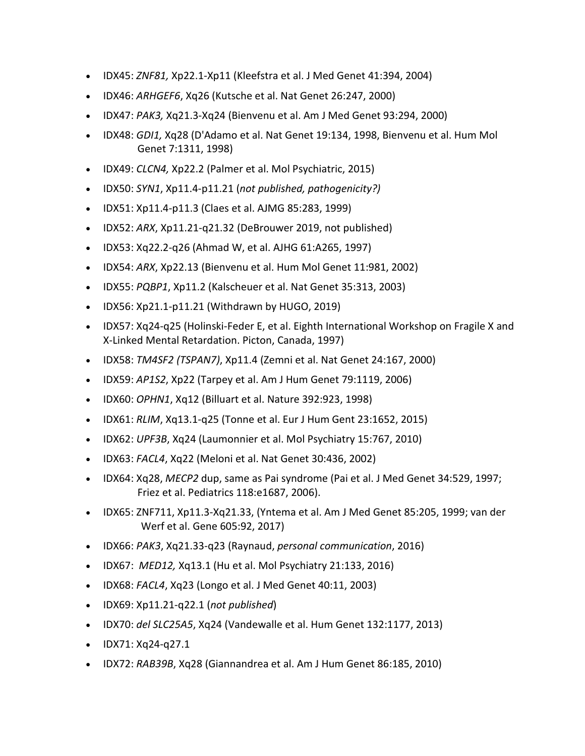- IDX45: *ZNF81,* Xp22.1-Xp11 (Kleefstra et al. J Med Genet 41:394, 2004)
- IDX46: *ARHGEF6*, Xq26 (Kutsche et al. Nat Genet 26:247, 2000)
- IDX47: *PAK3,* Xq21.3-Xq24 (Bienvenu et al. Am J Med Genet 93:294, 2000)
- IDX48: *GDI1,* Xq28 (D'Adamo et al. Nat Genet 19:134, 1998, Bienvenu et al. Hum Mol Genet 7:1311, 1998)
- IDX49: *CLCN4,* Xp22.2 (Palmer et al. Mol Psychiatric, 2015)
- IDX50: *SYN1*, Xp11.4-p11.21 (*not published, pathogenicity?)*
- IDX51: Xp11.4-p11.3 (Claes et al. AJMG 85:283, 1999)
- IDX52: *ARX*, Xp11.21-q21.32 (DeBrouwer 2019, not published)
- IDX53: Xq22.2-q26 (Ahmad W, et al. AJHG 61:A265, 1997)
- IDX54: *ARX*, Xp22.13 (Bienvenu et al. Hum Mol Genet 11:981, 2002)
- IDX55: *PQBP1*, Xp11.2 (Kalscheuer et al. Nat Genet 35:313, 2003)
- IDX56: Xp21.1-p11.21 (Withdrawn by HUGO, 2019)
- IDX57: Xq24-q25 (Holinski-Feder E, et al. Eighth International Workshop on Fragile X and X-Linked Mental Retardation. Picton, Canada, 1997)
- IDX58: *TM4SF2 (TSPAN7)*, Xp11.4 (Zemni et al. Nat Genet 24:167, 2000)
- IDX59: *AP1S2*, Xp22 (Tarpey et al. Am J Hum Genet 79:1119, 2006)
- IDX60: *OPHN1*, Xq12 (Billuart et al. Nature 392:923, 1998)
- IDX61: *RLIM*, Xq13.1-q25 (Tonne et al. Eur J Hum Gent 23:1652, 2015)
- IDX62: *UPF3B*, Xq24 (Laumonnier et al. Mol Psychiatry 15:767, 2010)
- IDX63: *FACL4*, Xq22 (Meloni et al. Nat Genet 30:436, 2002)
- IDX64: Xq28, *MECP2* dup, same as Pai syndrome (Pai et al. J Med Genet 34:529, 1997; Friez et al. Pediatrics 118:e1687, 2006).
- IDX65: ZNF711, Xp11.3-Xq21.33, (Yntema et al. Am J Med Genet 85:205, 1999; van der Werf et al. Gene 605:92, 2017)
- IDX66: *PAK3*, Xq21.33-q23 (Raynaud, *personal communication*, 2016)
- IDX67: *MED12,* Xq13.1 (Hu et al. Mol Psychiatry 21:133, 2016)
- IDX68: *FACL4*, Xq23 (Longo et al. J Med Genet 40:11, 2003)
- IDX69: Xp11.21-q22.1 (*not published*)
- IDX70: *del SLC25A5*, Xq24 (Vandewalle et al. Hum Genet 132:1177, 2013)
- IDX71: Xq24-q27.1
- IDX72: *RAB39B*, Xq28 (Giannandrea et al. Am J Hum Genet 86:185, 2010)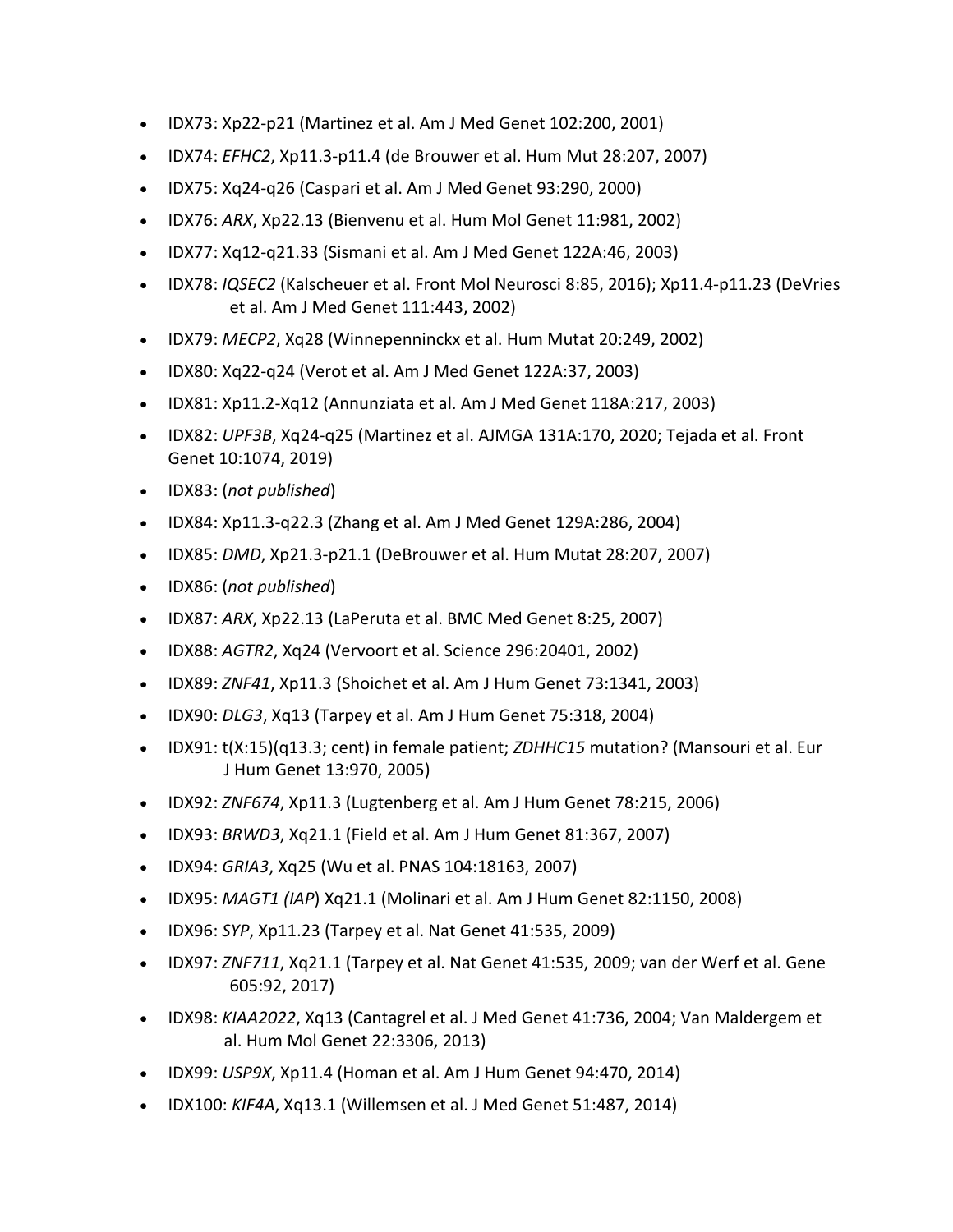- IDX73: Xp22-p21 (Martinez et al. Am J Med Genet 102:200, 2001)
- IDX74: *EFHC2*, Xp11.3-p11.4 (de Brouwer et al. Hum Mut 28:207, 2007)
- IDX75: Xq24-q26 (Caspari et al. Am J Med Genet 93:290, 2000)
- IDX76: *ARX*, Xp22.13 (Bienvenu et al. Hum Mol Genet 11:981, 2002)
- IDX77: Xq12-q21.33 (Sismani et al. Am J Med Genet 122A:46, 2003)
- IDX78: *IQSEC2* (Kalscheuer et al. Front Mol Neurosci 8:85, 2016); Xp11.4-p11.23 (DeVries et al. Am J Med Genet 111:443, 2002)
- IDX79: *MECP2*, Xq28 (Winnepenninckx et al. Hum Mutat 20:249, 2002)
- IDX80: Xq22-q24 (Verot et al. Am J Med Genet 122A:37, 2003)
- IDX81: Xp11.2-Xq12 (Annunziata et al. Am J Med Genet 118A:217, 2003)
- IDX82: *UPF3B*, Xq24-q25 (Martinez et al. AJMGA 131A:170, 2020; Tejada et al. Front Genet 10:1074, 2019)
- IDX83: (*not published*)
- IDX84: Xp11.3-q22.3 (Zhang et al. Am J Med Genet 129A:286, 2004)
- IDX85: *DMD*, Xp21.3-p21.1 (DeBrouwer et al. Hum Mutat 28:207, 2007)
- IDX86: (*not published*)
- IDX87: *ARX*, Xp22.13 (LaPeruta et al. BMC Med Genet 8:25, 2007)
- IDX88: *AGTR2*, Xq24 (Vervoort et al. Science 296:20401, 2002)
- IDX89: *ZNF41*, Xp11.3 (Shoichet et al. Am J Hum Genet 73:1341, 2003)
- IDX90: *DLG3*, Xq13 (Tarpey et al. Am J Hum Genet 75:318, 2004)
- IDX91: t(X:15)(q13.3; cent) in female patient; *ZDHHC15* mutation? (Mansouri et al. Eur J Hum Genet 13:970, 2005)
- IDX92: *ZNF674*, Xp11.3 (Lugtenberg et al. Am J Hum Genet 78:215, 2006)
- IDX93: *BRWD3*, Xq21.1 (Field et al. Am J Hum Genet 81:367, 2007)
- IDX94: *GRIA3*, Xq25 (Wu et al. PNAS 104:18163, 2007)
- IDX95: *MAGT1 (IAP*) Xq21.1 (Molinari et al. Am J Hum Genet 82:1150, 2008)
- IDX96: *SYP*, Xp11.23 (Tarpey et al. Nat Genet 41:535, 2009)
- IDX97: *ZNF711*, Xq21.1 (Tarpey et al. Nat Genet 41:535, 2009; van der Werf et al. Gene 605:92, 2017)
- IDX98: *KIAA2022*, Xq13 (Cantagrel et al. J Med Genet 41:736, 2004; Van Maldergem et al. Hum Mol Genet 22:3306, 2013)
- IDX99: *USP9X*, Xp11.4 (Homan et al. Am J Hum Genet 94:470, 2014)
- IDX100: *KIF4A*, Xq13.1 (Willemsen et al. J Med Genet 51:487, 2014)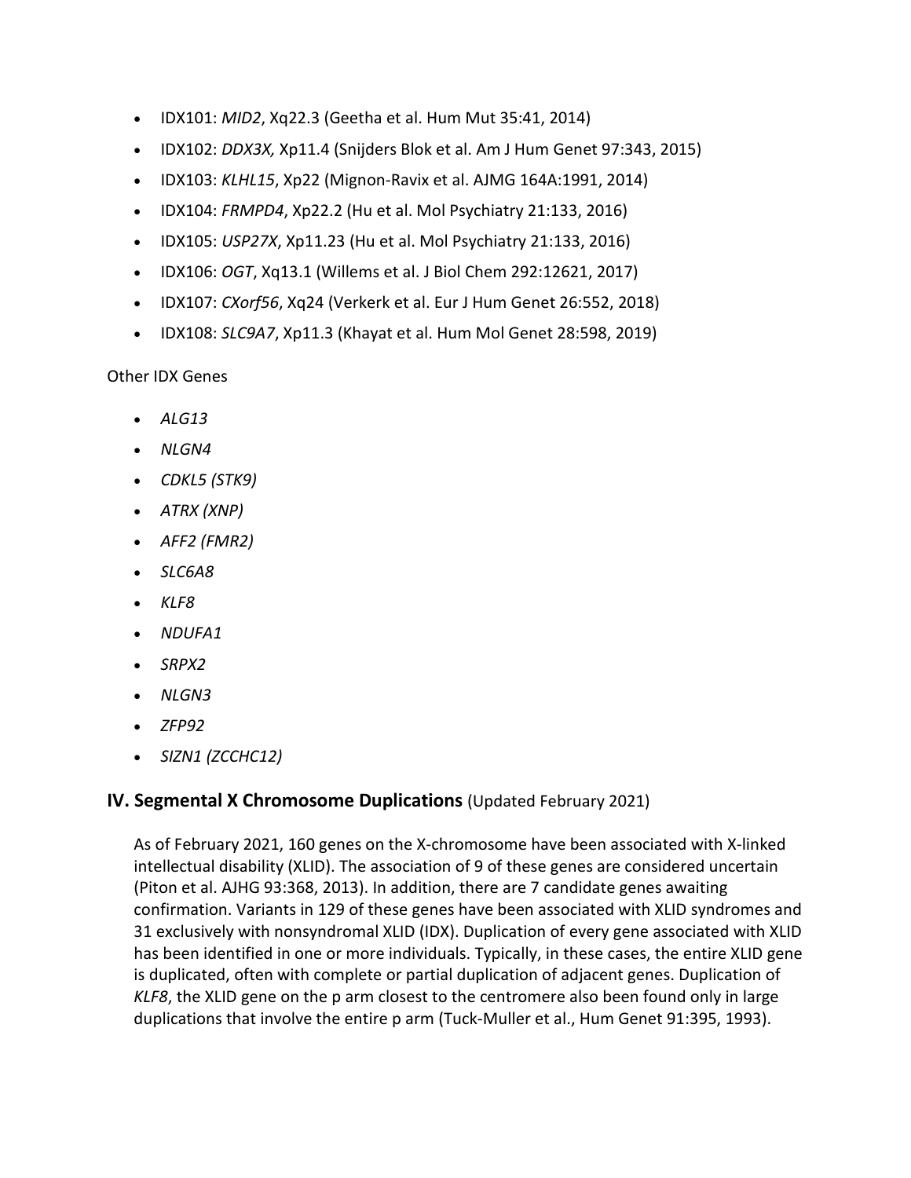- IDX101: *MID2*, Xq22.3 (Geetha et al. Hum Mut 35:41, 2014)
- IDX102: *DDX3X,* Xp11.4 (Snijders Blok et al. Am J Hum Genet 97:343, 2015)
- IDX103: *KLHL15*, Xp22 (Mignon-Ravix et al. AJMG 164A:1991, 2014)
- IDX104: *FRMPD4*, Xp22.2 (Hu et al. Mol Psychiatry 21:133, 2016)
- IDX105: *USP27X*, Xp11.23 (Hu et al. Mol Psychiatry 21:133, 2016)
- IDX106: *OGT*, Xq13.1 (Willems et al. J Biol Chem 292:12621, 2017)
- IDX107: *CXorf56*, Xq24 (Verkerk et al. Eur J Hum Genet 26:552, 2018)
- IDX108: *SLC9A7*, Xp11.3 (Khayat et al. Hum Mol Genet 28:598, 2019)

Other IDX Genes

- *ALG13*
- *NLGN4*
- *CDKL5 (STK9)*
- *ATRX (XNP)*
- *AFF2 (FMR2)*
- *SLC6A8*
- *KLF8*
- *NDUFA1*
- *SRPX2*
- *NLGN3*
- *ZFP92*
- *SIZN1 (ZCCHC12)*

## IV. Segmental X Chromosome Duplications (Updated February 2021)

As of February 2021, 160 genes on the X-chromosome have been associated with X-linked intellectual disability (XLID). The association of 9 of these genes are considered uncertain (Piton et al. AJHG 93:368, 2013). In addition, there are 7 candidate genes awaiting confirmation. Variants in 129 of these genes have been associated with XLID syndromes and 31 exclusively with nonsyndromal XLID (IDX). Duplication of every gene associated with XLID has been identified in one or more individuals. Typically, in these cases, the entire XLID gene is duplicated, often with complete or partial duplication of adjacent genes. Duplication of *KLF8*, the XLID gene on the p arm closest to the centromere also been found only in large duplications that involve the entire p arm (Tuck-Muller et al., Hum Genet 91:395, 1993).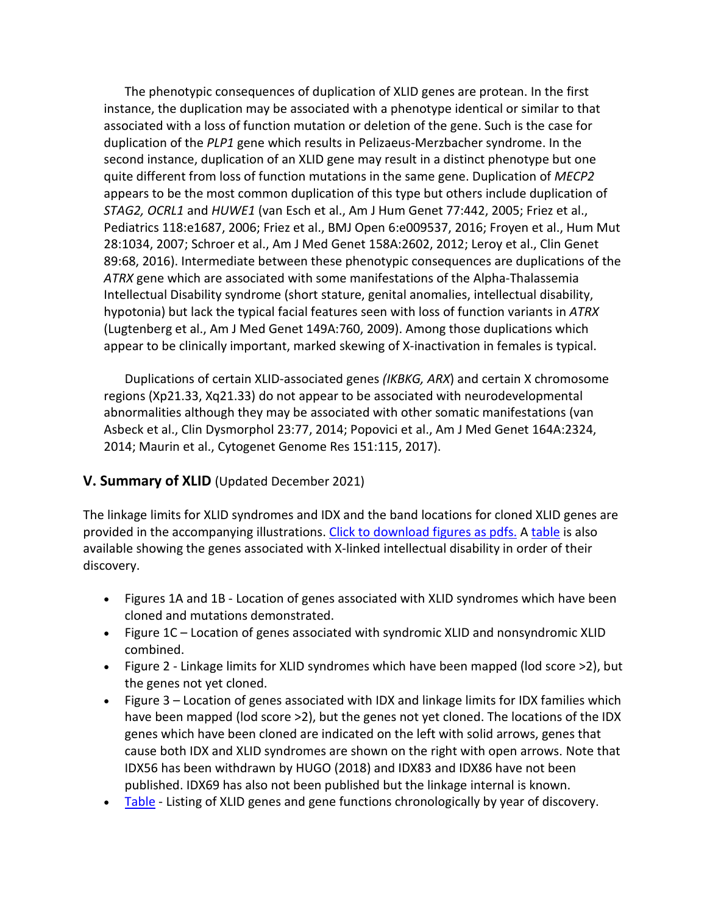The phenotypic consequences of duplication of XLID genes are protean. In the first instance, the duplication may be associated with a phenotype identical or similar to that associated with a loss of function mutation or deletion of the gene. Such is the case for duplication of the *PLP1* gene which results in Pelizaeus-Merzbacher syndrome. In the second instance, duplication of an XLID gene may result in a distinct phenotype but one quite different from loss of function mutations in the same gene. Duplication of *MECP2* appears to be the most common duplication of this type but others include duplication of *STAG2, OCRL1* and *HUWE1* (van Esch et al., Am J Hum Genet 77:442, 2005; Friez et al., Pediatrics 118:e1687, 2006; Friez et al., BMJ Open 6:e009537, 2016; Froyen et al., Hum Mut 28:1034, 2007; Schroer et al., Am J Med Genet 158A:2602, 2012; Leroy et al., Clin Genet 89:68, 2016). Intermediate between these phenotypic consequences are duplications of the *ATRX* gene which are associated with some manifestations of the Alpha-Thalassemia Intellectual Disability syndrome (short stature, genital anomalies, intellectual disability, hypotonia) but lack the typical facial features seen with loss of function variants in *ATRX* (Lugtenberg et al., Am J Med Genet 149A:760, 2009). Among those duplications which appear to be clinically important, marked skewing of X-inactivation in females is typical.

Duplications of certain XLID-associated genes *(IKBKG, ARX*) and certain X chromosome regions (Xp21.33, Xq21.33) do not appear to be associated with neurodevelopmental abnormalities although they may be associated with other somatic manifestations (van Asbeck et al., Clin Dysmorphol 23:77, 2014; Popovici et al., Am J Med Genet 164A:2324, 2014; Maurin et al., Cytogenet Genome Res 151:115, 2017).

## V. Summary of XLID (Updated December 2021)

The linkage limits for XLID syndromes and IDX and the band locations for cloned XLID genes are provided in the accompanying illustrations. Click to download figures as pdfs. A table is also available showing the genes associated with X-linked intellectual disability in order of their discovery.

- Figures 1A and 1B - Location of genes associated with XLID syndromes which have been cloned and mutations demonstrated.
- Figure 1C – Location of genes associated with syndromic XLID and nonsyndromic XLID combined.
- Figure 2 - Linkage limits for XLID syndromes which have been mapped (lod score >2), but the genes not yet cloned.
- Figure 3 – Location of genes associated with IDX and linkage limits for IDX families which have been mapped (lod score >2), but the genes not yet cloned. The locations of the IDX genes which have been cloned are indicated on the left with solid arrows, genes that cause both IDX and XLID syndromes are shown on the right with open arrows. Note that IDX56 has been withdrawn by HUGO (2018) and IDX83 and IDX86 have not been published. IDX69 has also not been published but the linkage internal is known.
- Table - Listing of XLID genes and gene functions chronologically by year of discovery.